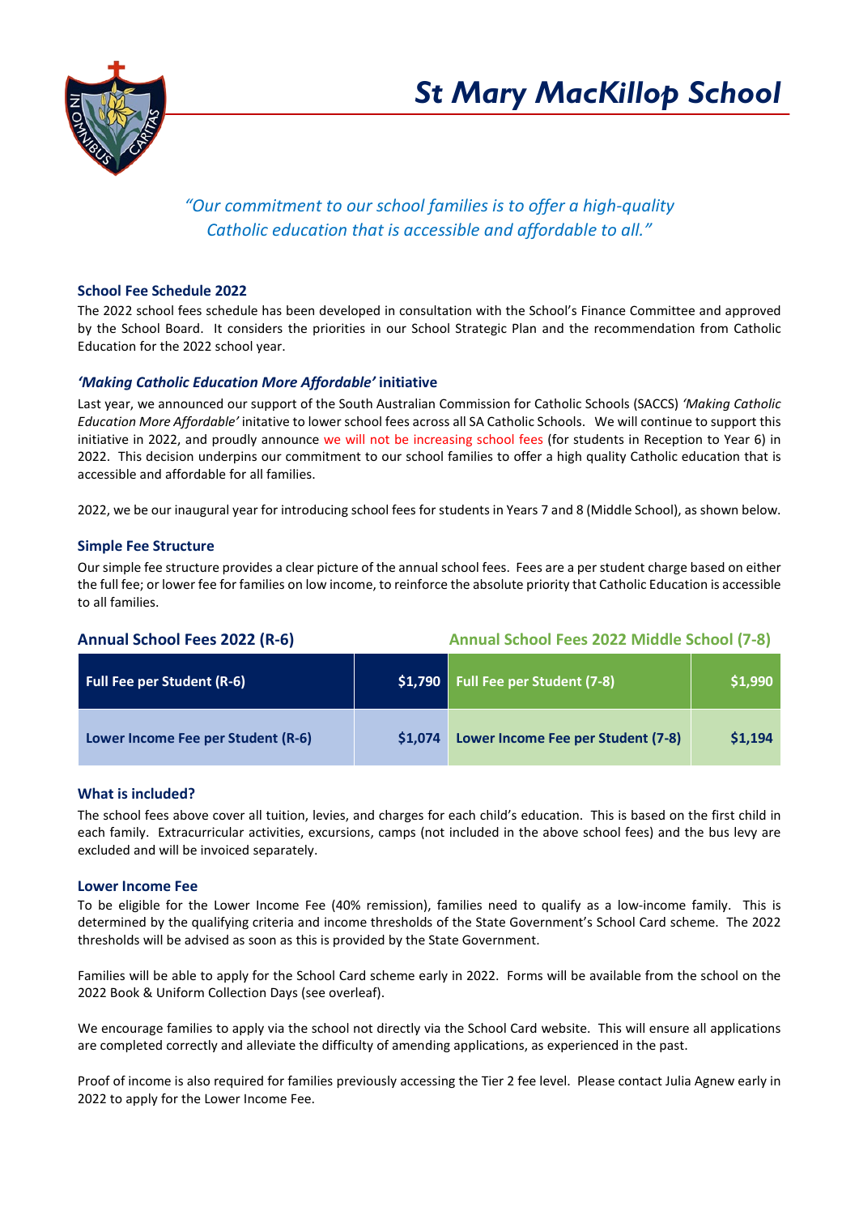# St Mary MacKillop School

*"Our commitment to our school families is to offer a high-quality Catholic education that is accessible and affordable to all."*

### School Fee Schedule 2022

The 2022 school fees schedule has been developed in consultation with the School's Finance Committee and approved by the School Board. It considers the priorities in our School Strategic Plan and the recommendation from Catholic Education for the 2022 school year.

### *'Making Catholic Education More Affordable'* initiative

Last year, we announced our support of the South Australian Commission for Catholic Schools (SACCS) *'Making Catholic Education More Affordable'* initative to lower school fees across all SA Catholic Schools. We will continue to support this initiative in 2022, and proudly announce we will not be increasing school fees (for students in Reception to Year 6) in 2022. This decision underpins our commitment to our school families to offer a high quality Catholic education that is accessible and affordable for all families.

2022, we be our inaugural year for introducing school fees for students in Years 7 and 8 (Middle School), as shown below.

### Simple Fee Structure

Our simple fee structure provides a clear picture of the annual school fees. Fees are a per student charge based on either the full fee; or lower fee for families on low income, to reinforce the absolute priority that Catholic Education is accessible to all families.

### Annual School Fees 2022 (R-6)

| Fee | Amount |
|---|---|
| **Full Fee per Student (R-6)** | **$1,790** |
| **Lower Income Fee per Student (R-6)** | **$1,074** |

### Annual School Fees 2022 Middle School (7-8)

| Fee | Amount |
|---|---|
| **Full Fee per Student (7-8)** | **$1,990** |
| **Lower Income Fee per Student (7-8)** | **$1,194** |

### What is included?

The school fees above cover all tuition, levies, and charges for each child's education. This is based on the first child in each family. Extracurricular activities, excursions, camps (not included in the above school fees) and the bus levy are excluded and will be invoiced separately.

### Lower Income Fee

To be eligible for the Lower Income Fee (40% remission), families need to qualify as a low-income family. This is determined by the qualifying criteria and income thresholds of the State Government's School Card scheme. The 2022 thresholds will be advised as soon as this is provided by the State Government.

Families will be able to apply for the School Card scheme early in 2022. Forms will be available from the school on the 2022 Book & Uniform Collection Days (see overleaf).

We encourage families to apply via the school not directly via the School Card website. This will ensure all applications are completed correctly and alleviate the difficulty of amending applications, as experienced in the past.

Proof of income is also required for families previously accessing the Tier 2 fee level. Please contact Julia Agnew early in 2022 to apply for the Lower Income Fee.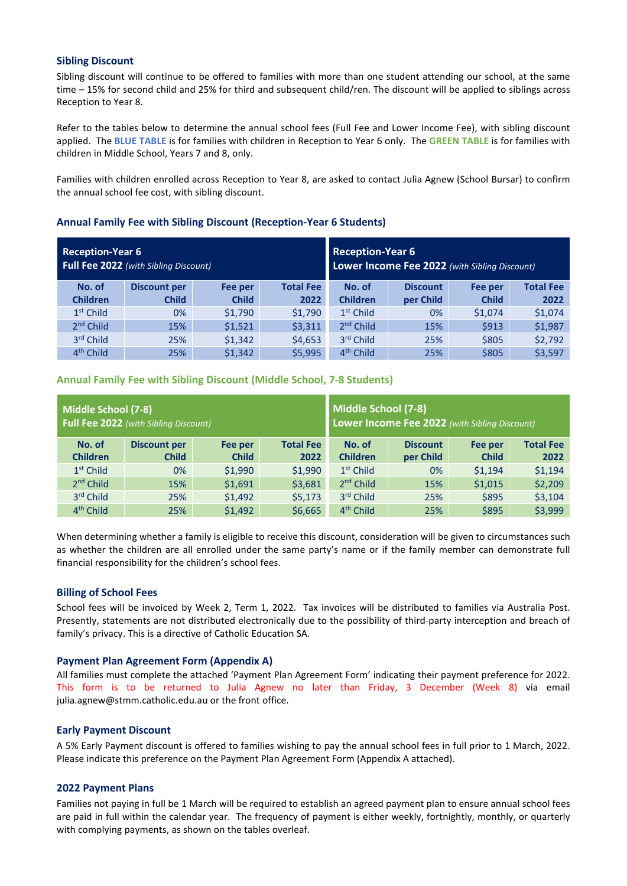### Sibling Discount

Sibling discount will continue to be offered to families with more than one student attending our school, at the same time – 15% for second child and 25% for third and subsequent child/ren. The discount will be applied to siblings across Reception to Year 8.

Refer to the tables below to determine the annual school fees (Full Fee and Lower Income Fee), with sibling discount applied. The **BLUE TABLE** is for families with children in Reception to Year 6 only. The **GREEN TABLE** is for families with children in Middle School, Years 7 and 8, only.

Families with children enrolled across Reception to Year 8, are asked to contact Julia Agnew (School Bursar) to confirm the annual school fee cost, with sibling discount.

### Annual Family Fee with Sibling Discount (Reception-Year 6 Students)

| Reception-Year 6 Full Fee 2022 *(with Sibling Discount)* | | | | Reception-Year 6 Lower Income Fee 2022 *(with Sibling Discount)* | | | |
|---|---|---|---|---|---|---|---|
| **No. of Children** | **Discount per Child** | **Fee per Child** | **Total Fee 2022** | **No. of Children** | **Discount per Child** | **Fee per Child** | **Total Fee 2022** |
| 1st Child | 0% | $1,790 | $1,790 | 1st Child | 0% | $1,074 | $1,074 |
| 2nd Child | 15% | $1,521 | $3,311 | 2nd Child | 15% | $913 | $1,987 |
| 3rd Child | 25% | $1,342 | $4,653 | 3rd Child | 25% | $805 | $2,792 |
| 4th Child | 25% | $1,342 | $5,995 | 4th Child | 25% | $805 | $3,597 |

### Annual Family Fee with Sibling Discount (Middle School, 7-8 Students)

| Middle School (7-8) Full Fee 2022 *(with Sibling Discount)* | | | | Middle School (7-8) Lower Income Fee 2022 *(with Sibling Discount)* | | | |
|---|---|---|---|---|---|---|---|
| **No. of Children** | **Discount per Child** | **Fee per Child** | **Total Fee 2022** | **No. of Children** | **Discount per Child** | **Fee per Child** | **Total Fee 2022** |
| 1st Child | 0% | $1,990 | $1,990 | 1st Child | 0% | $1,194 | $1,194 |
| 2nd Child | 15% | $1,691 | $3,681 | 2nd Child | 15% | $1,015 | $2,209 |
| 3rd Child | 25% | $1,492 | $5,173 | 3rd Child | 25% | $895 | $3,104 |
| 4th Child | 25% | $1,492 | $6,665 | 4th Child | 25% | $895 | $3,999 |

When determining whether a family is eligible to receive this discount, consideration will be given to circumstances such as whether the children are all enrolled under the same party's name or if the family member can demonstrate full financial responsibility for the children's school fees.

### Billing of School Fees

School fees will be invoiced by Week 2, Term 1, 2022. Tax invoices will be distributed to families via Australia Post. Presently, statements are not distributed electronically due to the possibility of third-party interception and breach of family's privacy. This is a directive of Catholic Education SA.

### Payment Plan Agreement Form (Appendix A)

All families must complete the attached 'Payment Plan Agreement Form' indicating their payment preference for 2022. This form is to be returned to Julia Agnew no later than Friday, 3 December (Week 8) via email julia.agnew@stmm.catholic.edu.au or the front office.

### Early Payment Discount

A 5% Early Payment discount is offered to families wishing to pay the annual school fees in full prior to 1 March, 2022. Please indicate this preference on the Payment Plan Agreement Form (Appendix A attached).

### 2022 Payment Plans

Families not paying in full be 1 March will be required to establish an agreed payment plan to ensure annual school fees are paid in full within the calendar year. The frequency of payment is either weekly, fortnightly, monthly, or quarterly with complying payments, as shown on the tables overleaf.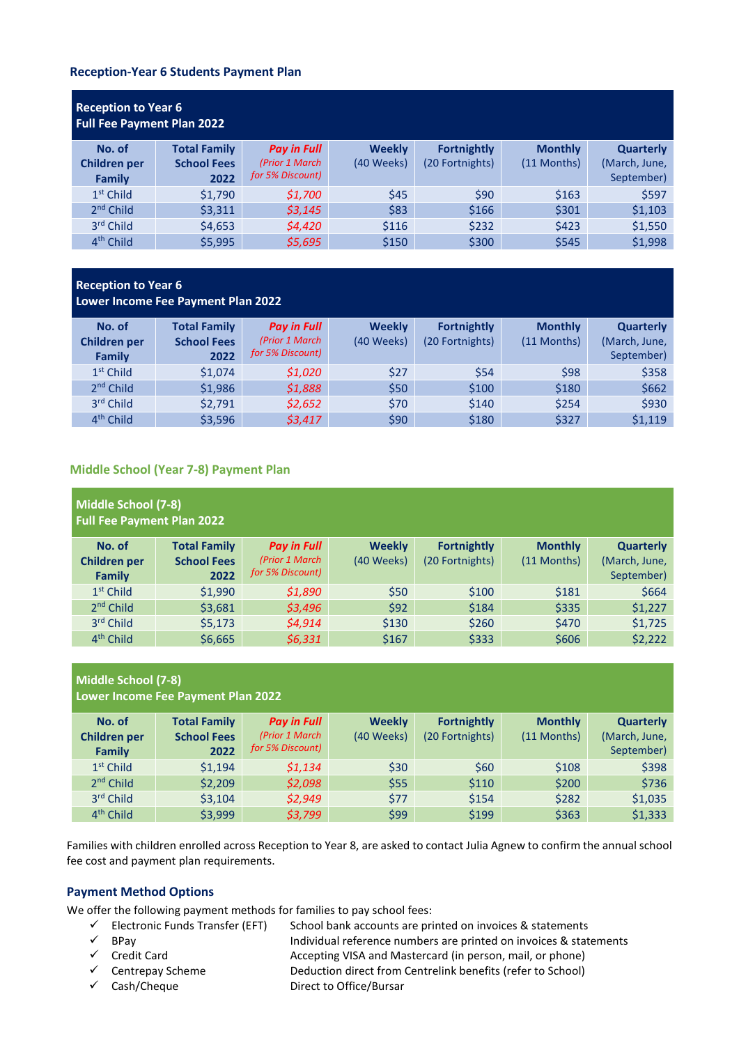### Reception-Year 6 Students Payment Plan

**Reception to Year 6**
**Full Fee Payment Plan 2022**

| No. of Children per Family | Total Family School Fees 2022 | *Pay in Full* *(Prior 1 March for 5% Discount)* | Weekly (40 Weeks) | Fortnightly (20 Fortnights) | Monthly (11 Months) | Quarterly (March, June, September) |
|---|---|---|---|---|---|---|
| 1st Child | $1,790 | *$1,700* | $45 | $90 | $163 | $597 |
| 2nd Child | $3,311 | *$3,145* | $83 | $166 | $301 | $1,103 |
| 3rd Child | $4,653 | *$4,420* | $116 | $232 | $423 | $1,550 |
| 4th Child | $5,995 | *$5,695* | $150 | $300 | $545 | $1,998 |

**Reception to Year 6**
**Lower Income Fee Payment Plan 2022**

| No. of Children per Family | Total Family School Fees 2022 | *Pay in Full* *(Prior 1 March for 5% Discount)* | Weekly (40 Weeks) | Fortnightly (20 Fortnights) | Monthly (11 Months) | Quarterly (March, June, September) |
|---|---|---|---|---|---|---|
| 1st Child | $1,074 | *$1,020* | $27 | $54 | $98 | $358 |
| 2nd Child | $1,986 | *$1,888* | $50 | $100 | $180 | $662 |
| 3rd Child | $2,791 | *$2,652* | $70 | $140 | $254 | $930 |
| 4th Child | $3,596 | *$3,417* | $90 | $180 | $327 | $1,119 |

### Middle School (Year 7-8) Payment Plan

**Middle School (7-8)**
**Full Fee Payment Plan 2022**

| No. of Children per Family | Total Family School Fees 2022 | *Pay in Full* *(Prior 1 March for 5% Discount)* | Weekly (40 Weeks) | Fortnightly (20 Fortnights) | Monthly (11 Months) | Quarterly (March, June, September) |
|---|---|---|---|---|---|---|
| 1st Child | $1,990 | *$1,890* | $50 | $100 | $181 | $664 |
| 2nd Child | $3,681 | *$3,496* | $92 | $184 | $335 | $1,227 |
| 3rd Child | $5,173 | *$4,914* | $130 | $260 | $470 | $1,725 |
| 4th Child | $6,665 | *$6,331* | $167 | $333 | $606 | $2,222 |

**Middle School (7-8)**
**Lower Income Fee Payment Plan 2022**

| No. of Children per Family | Total Family School Fees 2022 | *Pay in Full* *(Prior 1 March for 5% Discount)* | Weekly (40 Weeks) | Fortnightly (20 Fortnights) | Monthly (11 Months) | Quarterly (March, June, September) |
|---|---|---|---|---|---|---|
| 1st Child | $1,194 | *$1,134* | $30 | $60 | $108 | $398 |
| 2nd Child | $2,209 | *$2,098* | $55 | $110 | $200 | $736 |
| 3rd Child | $3,104 | *$2,949* | $77 | $154 | $282 | $1,035 |
| 4th Child | $3,999 | *$3,799* | $99 | $199 | $363 | $1,333 |

Families with children enrolled across Reception to Year 8, are asked to contact Julia Agnew to confirm the annual school fee cost and payment plan requirements.

### Payment Method Options

We offer the following payment methods for families to pay school fees:

- ✓ Electronic Funds Transfer (EFT) — School bank accounts are printed on invoices & statements
- ✓ BPay — Individual reference numbers are printed on invoices & statements
- ✓ Credit Card — Accepting VISA and Mastercard (in person, mail, or phone)
- ✓ Centrepay Scheme — Deduction direct from Centrelink benefits (refer to School)
- ✓ Cash/Cheque — Direct to Office/Bursar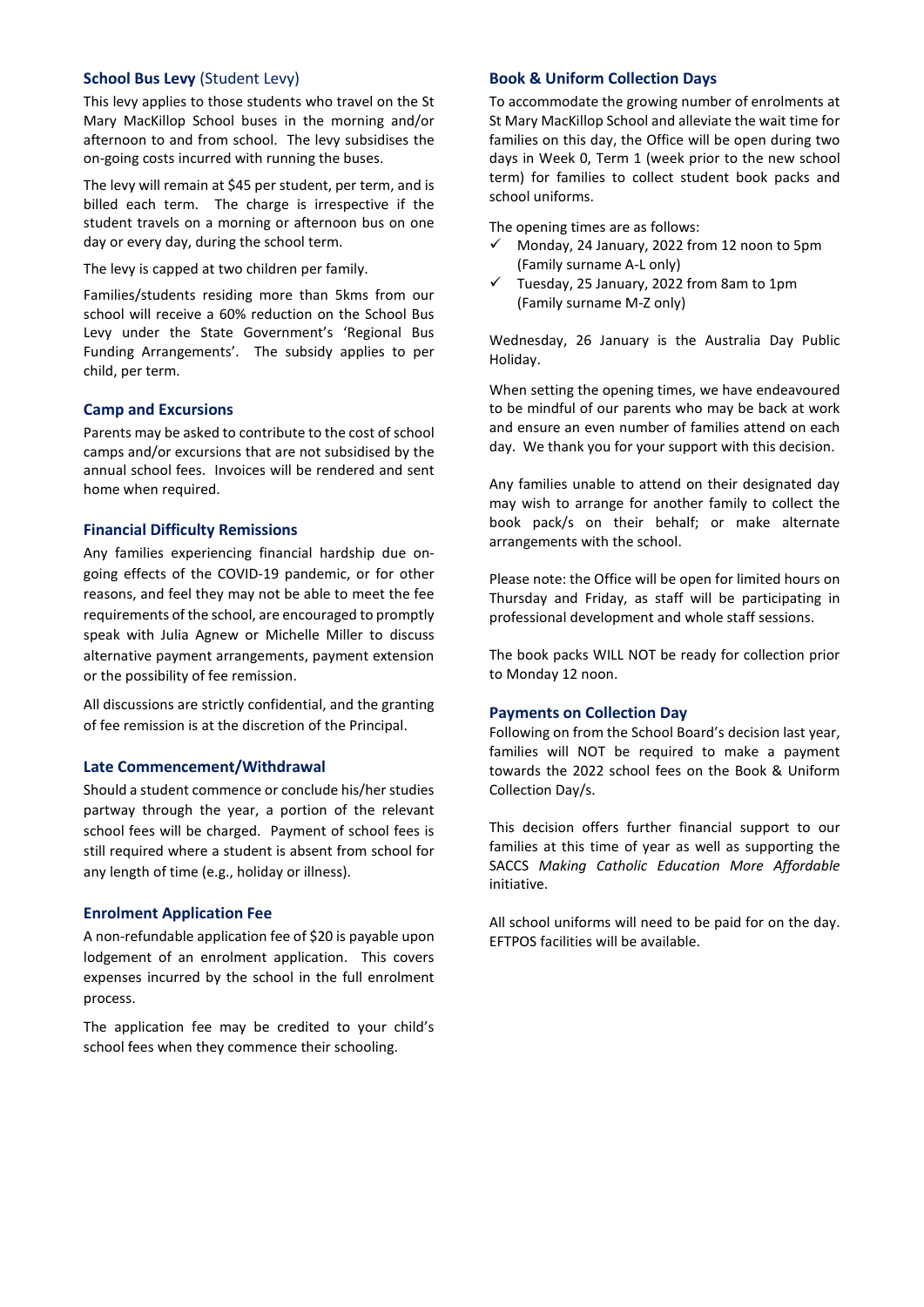### **School Bus Levy** (Student Levy)

This levy applies to those students who travel on the St Mary MacKillop School buses in the morning and/or afternoon to and from school. The levy subsidises the on-going costs incurred with running the buses.

The levy will remain at $45 per student, per term, and is billed each term. The charge is irrespective if the student travels on a morning or afternoon bus on one day or every day, during the school term.

The levy is capped at two children per family.

Families/students residing more than 5kms from our school will receive a 60% reduction on the School Bus Levy under the State Government's 'Regional Bus Funding Arrangements'. The subsidy applies to per child, per term.

### Camp and Excursions

Parents may be asked to contribute to the cost of school camps and/or excursions that are not subsidised by the annual school fees. Invoices will be rendered and sent home when required.

### Financial Difficulty Remissions

Any families experiencing financial hardship due on-going effects of the COVID-19 pandemic, or for other reasons, and feel they may not be able to meet the fee requirements of the school, are encouraged to promptly speak with Julia Agnew or Michelle Miller to discuss alternative payment arrangements, payment extension or the possibility of fee remission.

All discussions are strictly confidential, and the granting of fee remission is at the discretion of the Principal.

### Late Commencement/Withdrawal

Should a student commence or conclude his/her studies partway through the year, a portion of the relevant school fees will be charged. Payment of school fees is still required where a student is absent from school for any length of time (e.g., holiday or illness).

### Enrolment Application Fee

A non-refundable application fee of $20 is payable upon lodgement of an enrolment application. This covers expenses incurred by the school in the full enrolment process.

The application fee may be credited to your child's school fees when they commence their schooling.

### Book & Uniform Collection Days

To accommodate the growing number of enrolments at St Mary MacKillop School and alleviate the wait time for families on this day, the Office will be open during two days in Week 0, Term 1 (week prior to the new school term) for families to collect student book packs and school uniforms.

The opening times are as follows:

- ✓ Monday, 24 January, 2022 from 12 noon to 5pm (Family surname A-L only)
- ✓ Tuesday, 25 January, 2022 from 8am to 1pm (Family surname M-Z only)

Wednesday, 26 January is the Australia Day Public Holiday.

When setting the opening times, we have endeavoured to be mindful of our parents who may be back at work and ensure an even number of families attend on each day. We thank you for your support with this decision.

Any families unable to attend on their designated day may wish to arrange for another family to collect the book pack/s on their behalf; or make alternate arrangements with the school.

Please note: the Office will be open for limited hours on Thursday and Friday, as staff will be participating in professional development and whole staff sessions.

The book packs WILL NOT be ready for collection prior to Monday 12 noon.

### Payments on Collection Day

Following on from the School Board's decision last year, families will NOT be required to make a payment towards the 2022 school fees on the Book & Uniform Collection Day/s.

This decision offers further financial support to our families at this time of year as well as supporting the SACCS *Making Catholic Education More Affordable* initiative.

All school uniforms will need to be paid for on the day. EFTPOS facilities will be available.